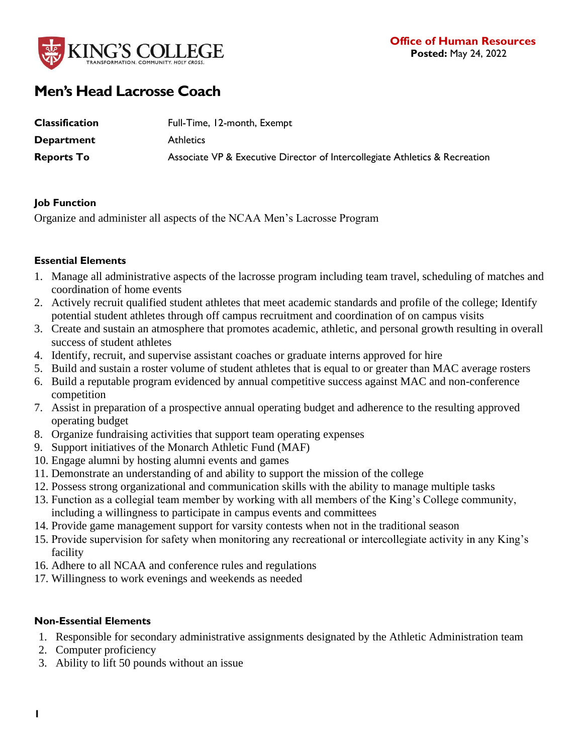KING'S COLLEGE
TRANSFORMATION. COMMUNITY. *HOLY CROSS.*

**Office of Human Resources**
**Posted:** May 24, 2022

# Men's Head Lacrosse Coach

| | |
|---|---|
| **Classification** | Full-Time, 12-month, Exempt |
| **Department** | Athletics |
| **Reports To** | Associate VP & Executive Director of Intercollegiate Athletics & Recreation |

**Job Function**

Organize and administer all aspects of the NCAA Men's Lacrosse Program

**Essential Elements**

1. Manage all administrative aspects of the lacrosse program including team travel, scheduling of matches and coordination of home events
2. Actively recruit qualified student athletes that meet academic standards and profile of the college; Identify potential student athletes through off campus recruitment and coordination of on campus visits
3. Create and sustain an atmosphere that promotes academic, athletic, and personal growth resulting in overall success of student athletes
4. Identify, recruit, and supervise assistant coaches or graduate interns approved for hire
5. Build and sustain a roster volume of student athletes that is equal to or greater than MAC average rosters
6. Build a reputable program evidenced by annual competitive success against MAC and non-conference competition
7. Assist in preparation of a prospective annual operating budget and adherence to the resulting approved operating budget
8. Organize fundraising activities that support team operating expenses
9. Support initiatives of the Monarch Athletic Fund (MAF)
10. Engage alumni by hosting alumni events and games
11. Demonstrate an understanding of and ability to support the mission of the college
12. Possess strong organizational and communication skills with the ability to manage multiple tasks
13. Function as a collegial team member by working with all members of the King's College community, including a willingness to participate in campus events and committees
14. Provide game management support for varsity contests when not in the traditional season
15. Provide supervision for safety when monitoring any recreational or intercollegiate activity in any King's facility
16. Adhere to all NCAA and conference rules and regulations
17. Willingness to work evenings and weekends as needed

**Non-Essential Elements**

1. Responsible for secondary administrative assignments designated by the Athletic Administration team
2. Computer proficiency
3. Ability to lift 50 pounds without an issue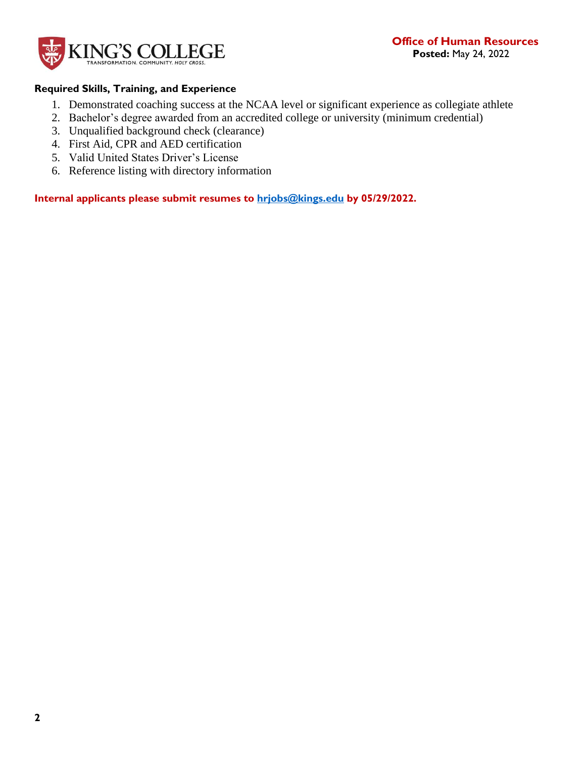### Required Skills, Training, and Experience

1. Demonstrated coaching success at the NCAA level or significant experience as collegiate athlete
2. Bachelor's degree awarded from an accredited college or university (minimum credential)
3. Unqualified background check (clearance)
4. First Aid, CPR and AED certification
5. Valid United States Driver's License
6. Reference listing with directory information

**Internal applicants please submit resumes to hrjobs@kings.edu by 05/29/2022.**